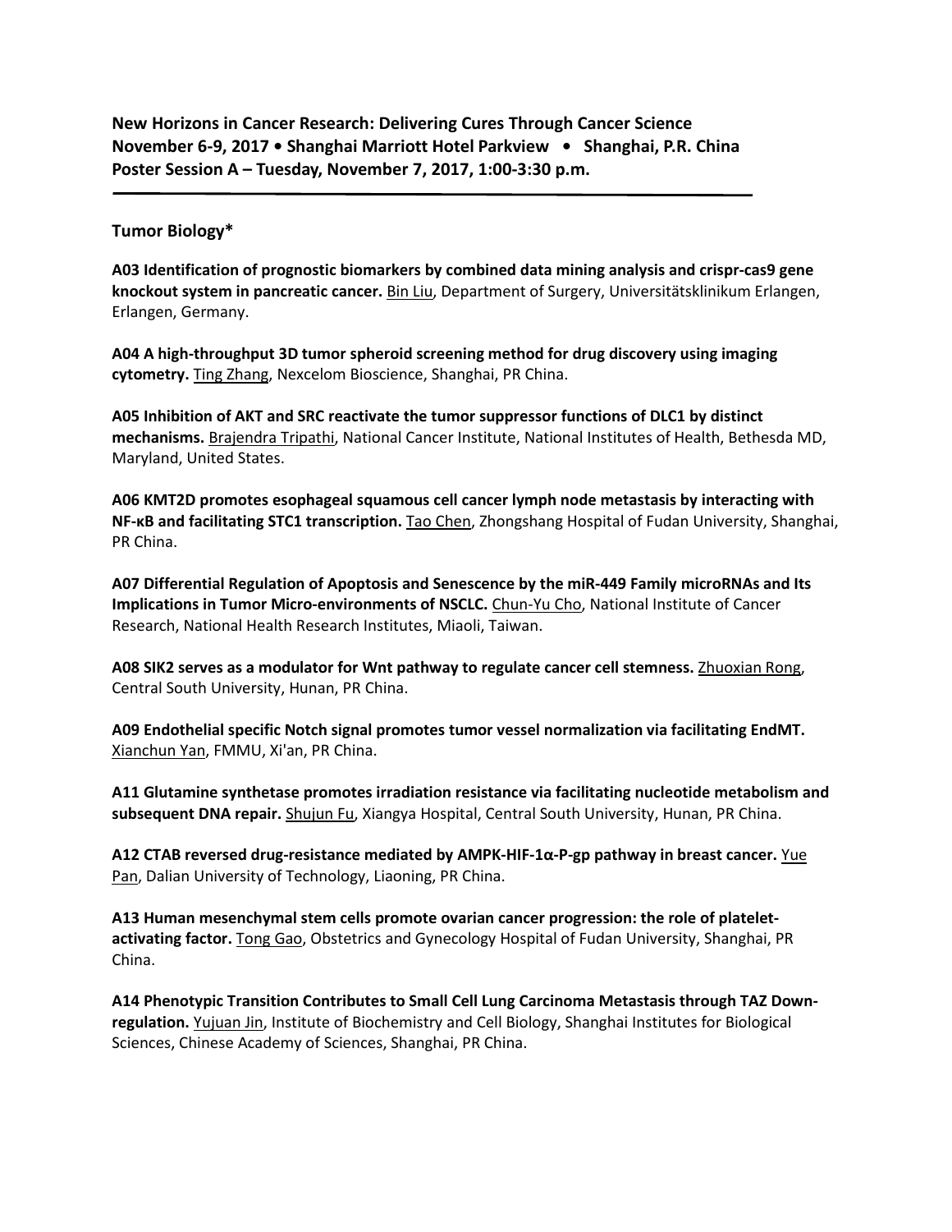**New Horizons in Cancer Research: Delivering Cures Through Cancer Science**
**November 6-9, 2017 • Shanghai Marriott Hotel Parkview • Shanghai, P.R. China**
**Poster Session A – Tuesday, November 7, 2017, 1:00-3:30 p.m.**

---

## Tumor Biology*

**A03 Identification of prognostic biomarkers by combined data mining analysis and crispr-cas9 gene knockout system in pancreatic cancer.** Bin Liu, Department of Surgery, Universitätsklinikum Erlangen, Erlangen, Germany.

**A04 A high-throughput 3D tumor spheroid screening method for drug discovery using imaging cytometry.** Ting Zhang, Nexcelom Bioscience, Shanghai, PR China.

**A05 Inhibition of AKT and SRC reactivate the tumor suppressor functions of DLC1 by distinct mechanisms.** Brajendra Tripathi, National Cancer Institute, National Institutes of Health, Bethesda MD, Maryland, United States.

**A06 KMT2D promotes esophageal squamous cell cancer lymph node metastasis by interacting with NF-κB and facilitating STC1 transcription.** Tao Chen, Zhongshang Hospital of Fudan University, Shanghai, PR China.

**A07 Differential Regulation of Apoptosis and Senescence by the miR-449 Family microRNAs and Its Implications in Tumor Micro-environments of NSCLC.** Chun-Yu Cho, National Institute of Cancer Research, National Health Research Institutes, Miaoli, Taiwan.

**A08 SIK2 serves as a modulator for Wnt pathway to regulate cancer cell stemness.** Zhuoxian Rong, Central South University, Hunan, PR China.

**A09 Endothelial specific Notch signal promotes tumor vessel normalization via facilitating EndMT.** Xianchun Yan, FMMU, Xi'an, PR China.

**A11 Glutamine synthetase promotes irradiation resistance via facilitating nucleotide metabolism and subsequent DNA repair.** Shujun Fu, Xiangya Hospital, Central South University, Hunan, PR China.

**A12 CTAB reversed drug-resistance mediated by AMPK-HIF-1α-P-gp pathway in breast cancer.** Yue Pan, Dalian University of Technology, Liaoning, PR China.

**A13 Human mesenchymal stem cells promote ovarian cancer progression: the role of platelet-activating factor.** Tong Gao, Obstetrics and Gynecology Hospital of Fudan University, Shanghai, PR China.

**A14 Phenotypic Transition Contributes to Small Cell Lung Carcinoma Metastasis through TAZ Down-regulation.** Yujuan Jin, Institute of Biochemistry and Cell Biology, Shanghai Institutes for Biological Sciences, Chinese Academy of Sciences, Shanghai, PR China.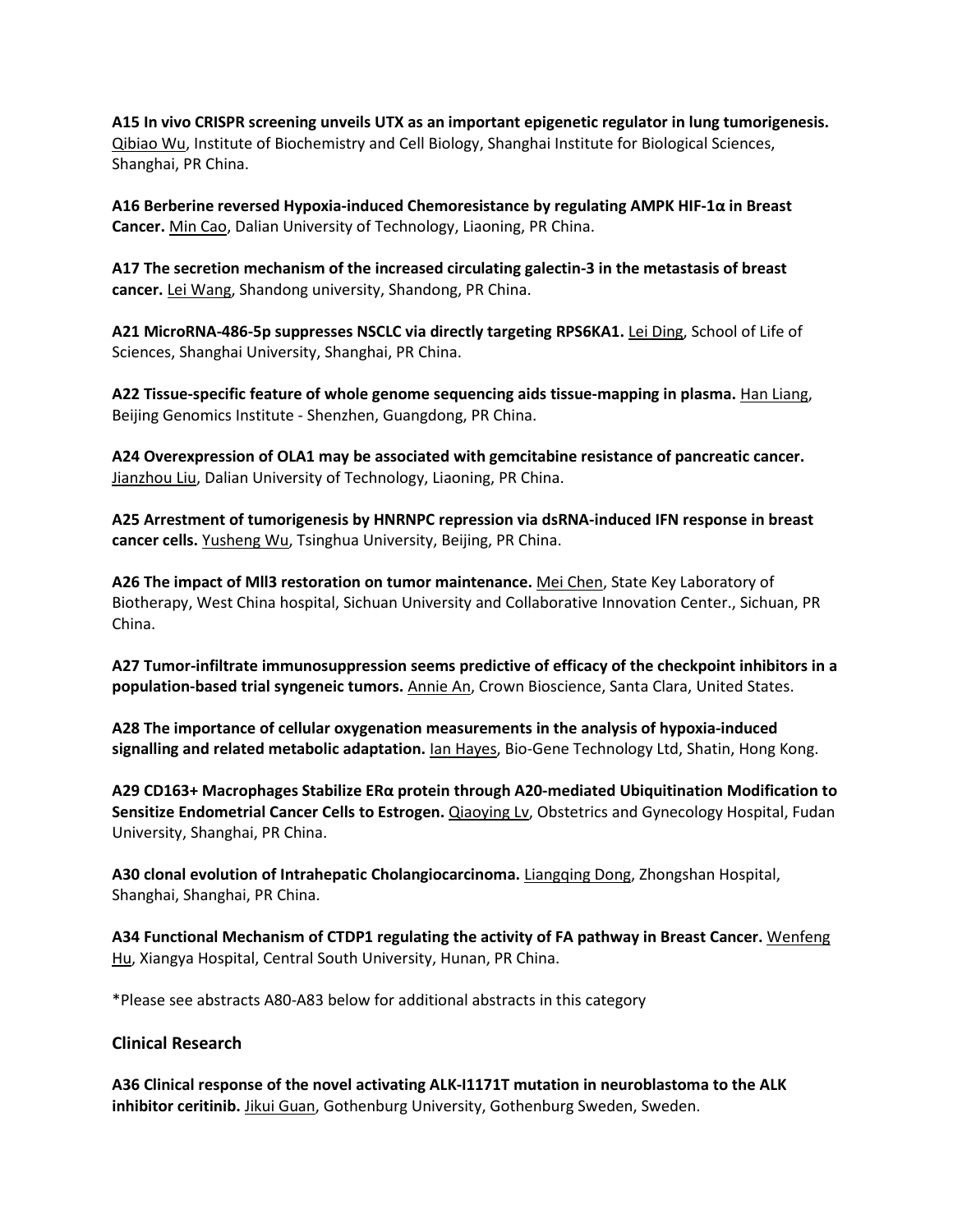**A15 In vivo CRISPR screening unveils UTX as an important epigenetic regulator in lung tumorigenesis.** Qibiao Wu, Institute of Biochemistry and Cell Biology, Shanghai Institute for Biological Sciences, Shanghai, PR China.

**A16 Berberine reversed Hypoxia-induced Chemoresistance by regulating AMPK HIF-1α in Breast Cancer.** Min Cao, Dalian University of Technology, Liaoning, PR China.

**A17 The secretion mechanism of the increased circulating galectin-3 in the metastasis of breast cancer.** Lei Wang, Shandong university, Shandong, PR China.

**A21 MicroRNA-486-5p suppresses NSCLC via directly targeting RPS6KA1.** Lei Ding, School of Life of Sciences, Shanghai University, Shanghai, PR China.

**A22 Tissue-specific feature of whole genome sequencing aids tissue-mapping in plasma.** Han Liang, Beijing Genomics Institute - Shenzhen, Guangdong, PR China.

**A24 Overexpression of OLA1 may be associated with gemcitabine resistance of pancreatic cancer.** Jianzhou Liu, Dalian University of Technology, Liaoning, PR China.

**A25 Arrestment of tumorigenesis by HNRNPC repression via dsRNA-induced IFN response in breast cancer cells.** Yusheng Wu, Tsinghua University, Beijing, PR China.

**A26 The impact of Mll3 restoration on tumor maintenance.** Mei Chen, State Key Laboratory of Biotherapy, West China hospital, Sichuan University and Collaborative Innovation Center., Sichuan, PR China.

**A27 Tumor-infiltrate immunosuppression seems predictive of efficacy of the checkpoint inhibitors in a population-based trial syngeneic tumors.** Annie An, Crown Bioscience, Santa Clara, United States.

**A28 The importance of cellular oxygenation measurements in the analysis of hypoxia-induced signalling and related metabolic adaptation.** Ian Hayes, Bio-Gene Technology Ltd, Shatin, Hong Kong.

**A29 CD163+ Macrophages Stabilize ERα protein through A20-mediated Ubiquitination Modification to Sensitize Endometrial Cancer Cells to Estrogen.** Qiaoying Lv, Obstetrics and Gynecology Hospital, Fudan University, Shanghai, PR China.

**A30 clonal evolution of Intrahepatic Cholangiocarcinoma.** Liangqing Dong, Zhongshan Hospital, Shanghai, Shanghai, PR China.

**A34 Functional Mechanism of CTDP1 regulating the activity of FA pathway in Breast Cancer.** Wenfeng Hu, Xiangya Hospital, Central South University, Hunan, PR China.

*Please see abstracts A80-A83 below for additional abstracts in this category

### Clinical Research

**A36 Clinical response of the novel activating ALK-I1171T mutation in neuroblastoma to the ALK inhibitor ceritinib.** Jikui Guan, Gothenburg University, Gothenburg Sweden, Sweden.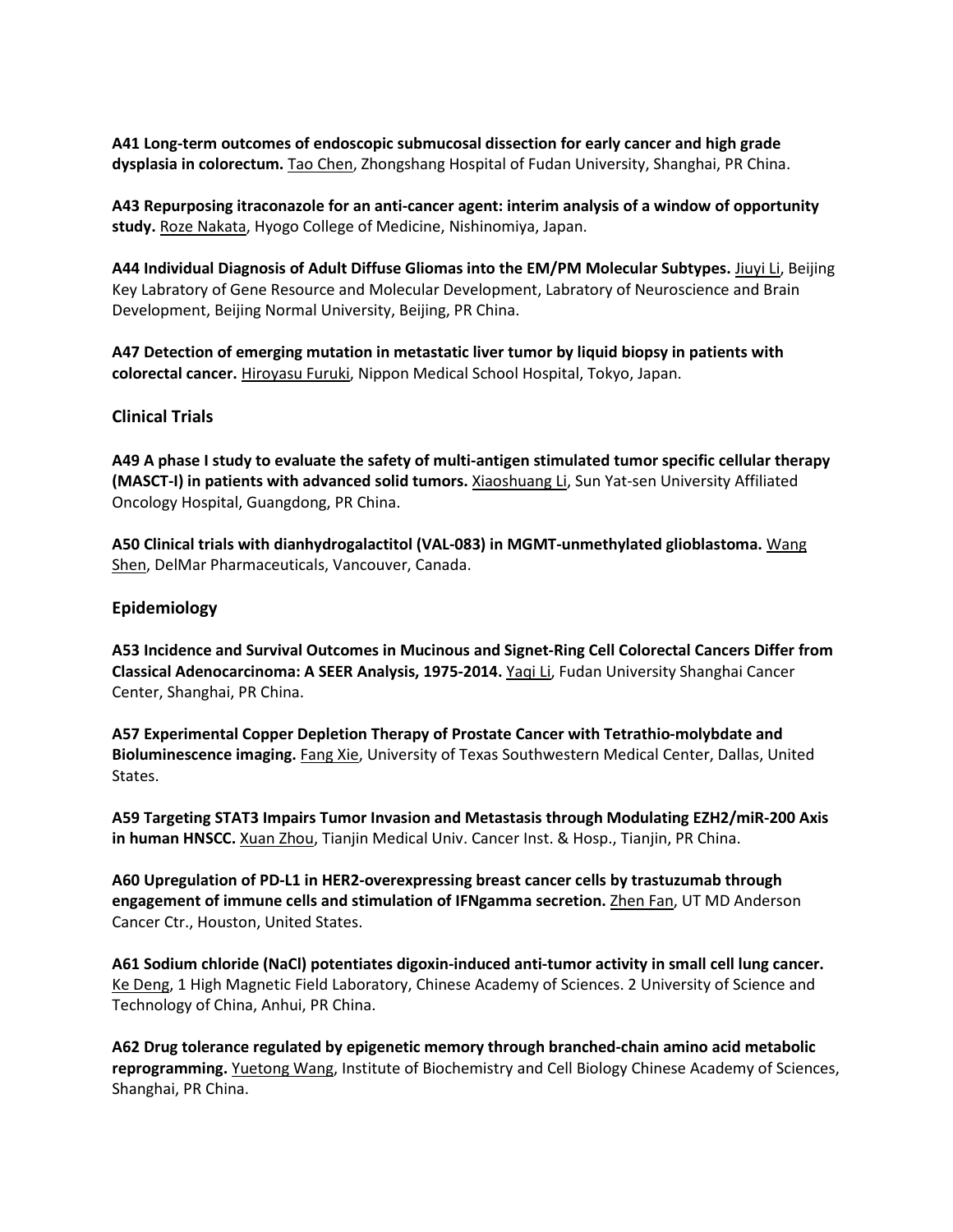**A41 Long-term outcomes of endoscopic submucosal dissection for early cancer and high grade dysplasia in colorectum.** Tao Chen, Zhongshang Hospital of Fudan University, Shanghai, PR China.

**A43 Repurposing itraconazole for an anti-cancer agent: interim analysis of a window of opportunity study.** Roze Nakata, Hyogo College of Medicine, Nishinomiya, Japan.

**A44 Individual Diagnosis of Adult Diffuse Gliomas into the EM/PM Molecular Subtypes.** Jiuyi Li, Beijing Key Labratory of Gene Resource and Molecular Development, Labratory of Neuroscience and Brain Development, Beijing Normal University, Beijing, PR China.

**A47 Detection of emerging mutation in metastatic liver tumor by liquid biopsy in patients with colorectal cancer.** Hiroyasu Furuki, Nippon Medical School Hospital, Tokyo, Japan.

### Clinical Trials

**A49 A phase I study to evaluate the safety of multi-antigen stimulated tumor specific cellular therapy (MASCT-I) in patients with advanced solid tumors.** Xiaoshuang Li, Sun Yat-sen University Affiliated Oncology Hospital, Guangdong, PR China.

**A50 Clinical trials with dianhydrogalactitol (VAL-083) in MGMT-unmethylated glioblastoma.** Wang Shen, DelMar Pharmaceuticals, Vancouver, Canada.

### Epidemiology

**A53 Incidence and Survival Outcomes in Mucinous and Signet-Ring Cell Colorectal Cancers Differ from Classical Adenocarcinoma: A SEER Analysis, 1975-2014.** Yaqi Li, Fudan University Shanghai Cancer Center, Shanghai, PR China.

**A57 Experimental Copper Depletion Therapy of Prostate Cancer with Tetrathio-molybdate and Bioluminescence imaging.** Fang Xie, University of Texas Southwestern Medical Center, Dallas, United States.

**A59 Targeting STAT3 Impairs Tumor Invasion and Metastasis through Modulating EZH2/miR-200 Axis in human HNSCC.** Xuan Zhou, Tianjin Medical Univ. Cancer Inst. & Hosp., Tianjin, PR China.

**A60 Upregulation of PD-L1 in HER2-overexpressing breast cancer cells by trastuzumab through engagement of immune cells and stimulation of IFNgamma secretion.** Zhen Fan, UT MD Anderson Cancer Ctr., Houston, United States.

**A61 Sodium chloride (NaCl) potentiates digoxin-induced anti-tumor activity in small cell lung cancer.** Ke Deng, 1 High Magnetic Field Laboratory, Chinese Academy of Sciences. 2 University of Science and Technology of China, Anhui, PR China.

**A62 Drug tolerance regulated by epigenetic memory through branched-chain amino acid metabolic reprogramming.** Yuetong Wang, Institute of Biochemistry and Cell Biology Chinese Academy of Sciences, Shanghai, PR China.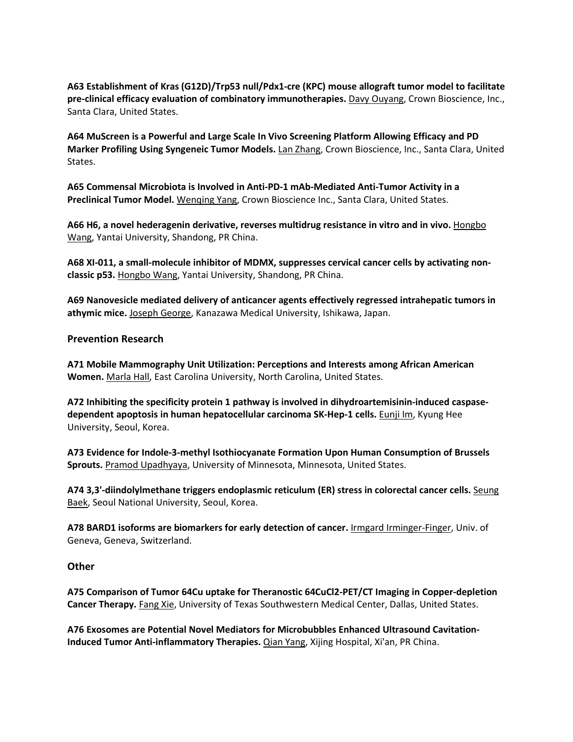**A63 Establishment of Kras (G12D)/Trp53 null/Pdx1-cre (KPC) mouse allograft tumor model to facilitate pre-clinical efficacy evaluation of combinatory immunotherapies.** Davy Ouyang, Crown Bioscience, Inc., Santa Clara, United States.

**A64 MuScreen is a Powerful and Large Scale In Vivo Screening Platform Allowing Efficacy and PD Marker Profiling Using Syngeneic Tumor Models.** Lan Zhang, Crown Bioscience, Inc., Santa Clara, United States.

**A65 Commensal Microbiota is Involved in Anti-PD-1 mAb-Mediated Anti-Tumor Activity in a Preclinical Tumor Model.** Wenqing Yang, Crown Bioscience Inc., Santa Clara, United States.

**A66 H6, a novel hederagenin derivative, reverses multidrug resistance in vitro and in vivo.** Hongbo Wang, Yantai University, Shandong, PR China.

**A68 XI-011, a small-molecule inhibitor of MDMX, suppresses cervical cancer cells by activating non-classic p53.** Hongbo Wang, Yantai University, Shandong, PR China.

**A69 Nanovesicle mediated delivery of anticancer agents effectively regressed intrahepatic tumors in athymic mice.** Joseph George, Kanazawa Medical University, Ishikawa, Japan.

### Prevention Research

**A71 Mobile Mammography Unit Utilization: Perceptions and Interests among African American Women.** Marla Hall, East Carolina University, North Carolina, United States.

**A72 Inhibiting the specificity protein 1 pathway is involved in dihydroartemisinin-induced caspase-dependent apoptosis in human hepatocellular carcinoma SK-Hep-1 cells.** Eunji Im, Kyung Hee University, Seoul, Korea.

**A73 Evidence for Indole-3-methyl Isothiocyanate Formation Upon Human Consumption of Brussels Sprouts.** Pramod Upadhyaya, University of Minnesota, Minnesota, United States.

**A74 3,3'-diindolylmethane triggers endoplasmic reticulum (ER) stress in colorectal cancer cells.** Seung Baek, Seoul National University, Seoul, Korea.

**A78 BARD1 isoforms are biomarkers for early detection of cancer.** Irmgard Irminger-Finger, Univ. of Geneva, Geneva, Switzerland.

### Other

**A75 Comparison of Tumor 64Cu uptake for Theranostic 64CuCl2-PET/CT Imaging in Copper-depletion Cancer Therapy.** Fang Xie, University of Texas Southwestern Medical Center, Dallas, United States.

**A76 Exosomes are Potential Novel Mediators for Microbubbles Enhanced Ultrasound Cavitation-Induced Tumor Anti-inflammatory Therapies.** Qian Yang, Xijing Hospital, Xi'an, PR China.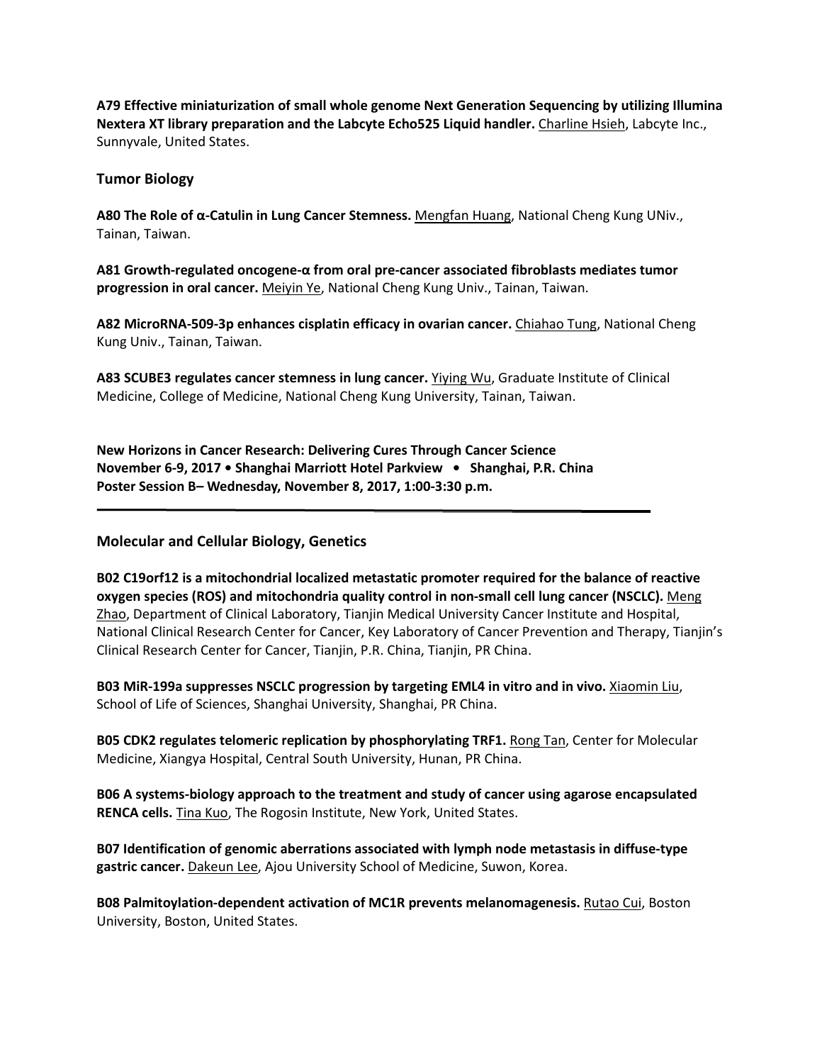**A79 Effective miniaturization of small whole genome Next Generation Sequencing by utilizing Illumina Nextera XT library preparation and the Labcyte Echo525 Liquid handler.** Charline Hsieh, Labcyte Inc., Sunnyvale, United States.

### Tumor Biology

**A80 The Role of α-Catulin in Lung Cancer Stemness.** Mengfan Huang, National Cheng Kung UNiv., Tainan, Taiwan.

**A81 Growth-regulated oncogene-α from oral pre-cancer associated fibroblasts mediates tumor progression in oral cancer.** Meiyin Ye, National Cheng Kung Univ., Tainan, Taiwan.

**A82 MicroRNA-509-3p enhances cisplatin efficacy in ovarian cancer.** Chiahao Tung, National Cheng Kung Univ., Tainan, Taiwan.

**A83 SCUBE3 regulates cancer stemness in lung cancer.** Yiying Wu, Graduate Institute of Clinical Medicine, College of Medicine, National Cheng Kung University, Tainan, Taiwan.

**New Horizons in Cancer Research: Delivering Cures Through Cancer Science**
**November 6-9, 2017 • Shanghai Marriott Hotel Parkview • Shanghai, P.R. China**
**Poster Session B– Wednesday, November 8, 2017, 1:00-3:30 p.m.**

---

### Molecular and Cellular Biology, Genetics

**B02 C19orf12 is a mitochondrial localized metastatic promoter required for the balance of reactive oxygen species (ROS) and mitochondria quality control in non-small cell lung cancer (NSCLC).** Meng Zhao, Department of Clinical Laboratory, Tianjin Medical University Cancer Institute and Hospital, National Clinical Research Center for Cancer, Key Laboratory of Cancer Prevention and Therapy, Tianjin's Clinical Research Center for Cancer, Tianjin, P.R. China, Tianjin, PR China.

**B03 MiR-199a suppresses NSCLC progression by targeting EML4 in vitro and in vivo.** Xiaomin Liu, School of Life of Sciences, Shanghai University, Shanghai, PR China.

**B05 CDK2 regulates telomeric replication by phosphorylating TRF1.** Rong Tan, Center for Molecular Medicine, Xiangya Hospital, Central South University, Hunan, PR China.

**B06 A systems-biology approach to the treatment and study of cancer using agarose encapsulated RENCA cells.** Tina Kuo, The Rogosin Institute, New York, United States.

**B07 Identification of genomic aberrations associated with lymph node metastasis in diffuse-type gastric cancer.** Dakeun Lee, Ajou University School of Medicine, Suwon, Korea.

**B08 Palmitoylation-dependent activation of MC1R prevents melanomagenesis.** Rutao Cui, Boston University, Boston, United States.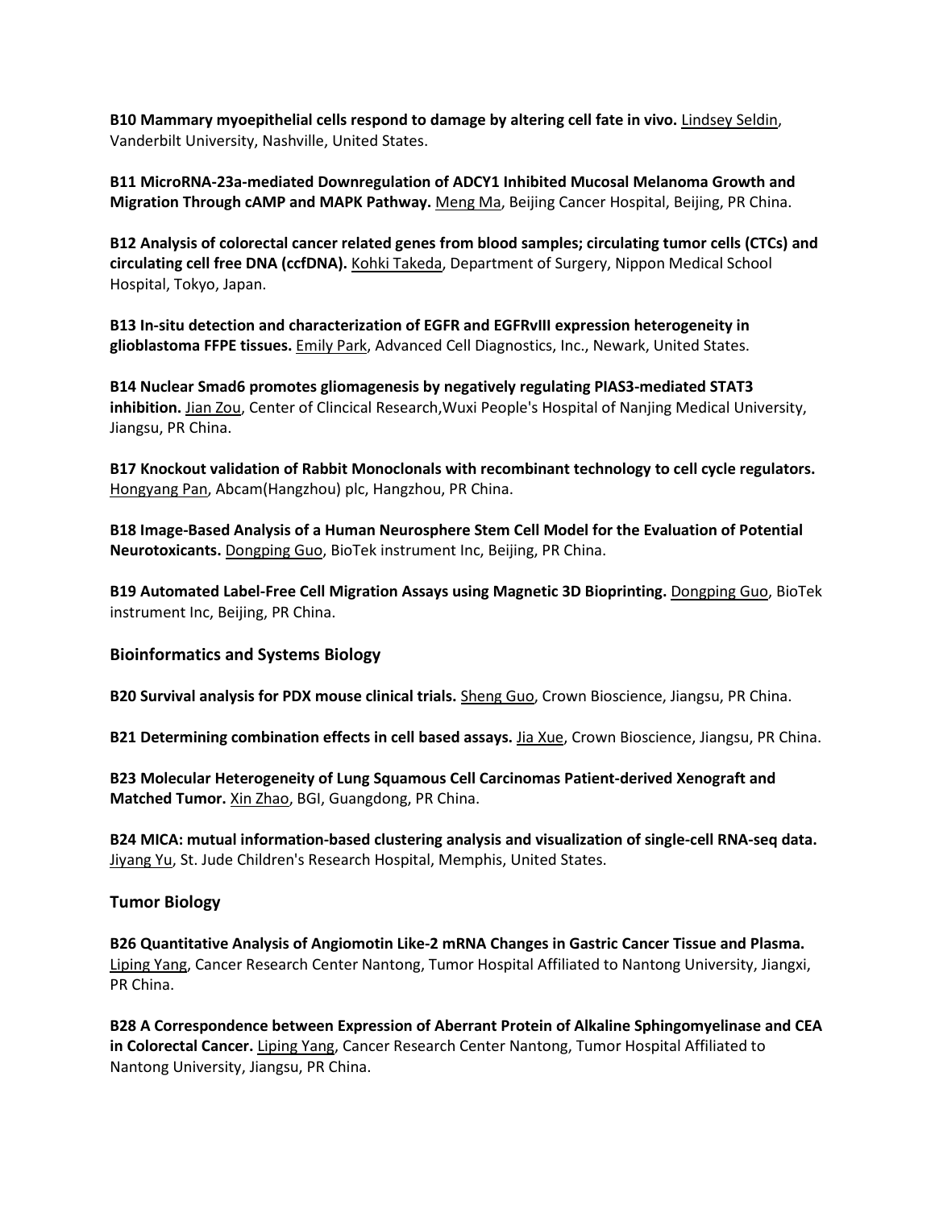**B10 Mammary myoepithelial cells respond to damage by altering cell fate in vivo.** Lindsey Seldin, Vanderbilt University, Nashville, United States.

**B11 MicroRNA-23a-mediated Downregulation of ADCY1 Inhibited Mucosal Melanoma Growth and Migration Through cAMP and MAPK Pathway.** Meng Ma, Beijing Cancer Hospital, Beijing, PR China.

**B12 Analysis of colorectal cancer related genes from blood samples; circulating tumor cells (CTCs) and circulating cell free DNA (ccfDNA).** Kohki Takeda, Department of Surgery, Nippon Medical School Hospital, Tokyo, Japan.

**B13 In-situ detection and characterization of EGFR and EGFRvIII expression heterogeneity in glioblastoma FFPE tissues.** Emily Park, Advanced Cell Diagnostics, Inc., Newark, United States.

**B14 Nuclear Smad6 promotes gliomagenesis by negatively regulating PIAS3-mediated STAT3 inhibition.** Jian Zou, Center of Clincical Research,Wuxi People's Hospital of Nanjing Medical University, Jiangsu, PR China.

**B17 Knockout validation of Rabbit Monoclonals with recombinant technology to cell cycle regulators.** Hongyang Pan, Abcam(Hangzhou) plc, Hangzhou, PR China.

**B18 Image-Based Analysis of a Human Neurosphere Stem Cell Model for the Evaluation of Potential Neurotoxicants.** Dongping Guo, BioTek instrument Inc, Beijing, PR China.

**B19 Automated Label-Free Cell Migration Assays using Magnetic 3D Bioprinting.** Dongping Guo, BioTek instrument Inc, Beijing, PR China.

## Bioinformatics and Systems Biology

**B20 Survival analysis for PDX mouse clinical trials.** Sheng Guo, Crown Bioscience, Jiangsu, PR China.

**B21 Determining combination effects in cell based assays.** Jia Xue, Crown Bioscience, Jiangsu, PR China.

**B23 Molecular Heterogeneity of Lung Squamous Cell Carcinomas Patient-derived Xenograft and Matched Tumor.** Xin Zhao, BGI, Guangdong, PR China.

**B24 MICA: mutual information-based clustering analysis and visualization of single-cell RNA-seq data.** Jiyang Yu, St. Jude Children's Research Hospital, Memphis, United States.

## Tumor Biology

**B26 Quantitative Analysis of Angiomotin Like-2 mRNA Changes in Gastric Cancer Tissue and Plasma.** Liping Yang, Cancer Research Center Nantong, Tumor Hospital Affiliated to Nantong University, Jiangxi, PR China.

**B28 A Correspondence between Expression of Aberrant Protein of Alkaline Sphingomyelinase and CEA in Colorectal Cancer.** Liping Yang, Cancer Research Center Nantong, Tumor Hospital Affiliated to Nantong University, Jiangsu, PR China.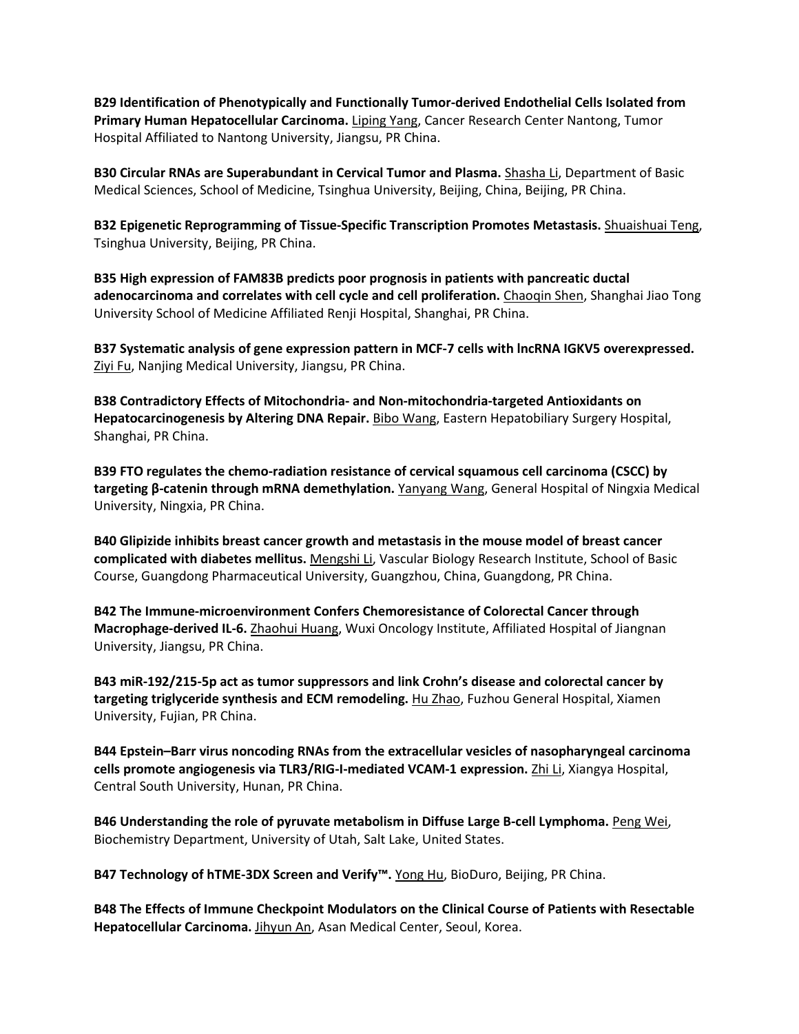**B29 Identification of Phenotypically and Functionally Tumor-derived Endothelial Cells Isolated from Primary Human Hepatocellular Carcinoma.** Liping Yang, Cancer Research Center Nantong, Tumor Hospital Affiliated to Nantong University, Jiangsu, PR China.

**B30 Circular RNAs are Superabundant in Cervical Tumor and Plasma.** Shasha Li, Department of Basic Medical Sciences, School of Medicine, Tsinghua University, Beijing, China, Beijing, PR China.

**B32 Epigenetic Reprogramming of Tissue-Specific Transcription Promotes Metastasis.** Shuaishuai Teng, Tsinghua University, Beijing, PR China.

**B35 High expression of FAM83B predicts poor prognosis in patients with pancreatic ductal adenocarcinoma and correlates with cell cycle and cell proliferation.** Chaoqin Shen, Shanghai Jiao Tong University School of Medicine Affiliated Renji Hospital, Shanghai, PR China.

**B37 Systematic analysis of gene expression pattern in MCF-7 cells with lncRNA IGKV5 overexpressed.** Ziyi Fu, Nanjing Medical University, Jiangsu, PR China.

**B38 Contradictory Effects of Mitochondria- and Non-mitochondria-targeted Antioxidants on Hepatocarcinogenesis by Altering DNA Repair.** Bibo Wang, Eastern Hepatobiliary Surgery Hospital, Shanghai, PR China.

**B39 FTO regulates the chemo-radiation resistance of cervical squamous cell carcinoma (CSCC) by targeting β-catenin through mRNA demethylation.** Yanyang Wang, General Hospital of Ningxia Medical University, Ningxia, PR China.

**B40 Glipizide inhibits breast cancer growth and metastasis in the mouse model of breast cancer complicated with diabetes mellitus.** Mengshi Li, Vascular Biology Research Institute, School of Basic Course, Guangdong Pharmaceutical University, Guangzhou, China, Guangdong, PR China.

**B42 The Immune-microenvironment Confers Chemoresistance of Colorectal Cancer through Macrophage-derived IL-6.** Zhaohui Huang, Wuxi Oncology Institute, Affiliated Hospital of Jiangnan University, Jiangsu, PR China.

**B43 miR-192/215-5p act as tumor suppressors and link Crohn's disease and colorectal cancer by targeting triglyceride synthesis and ECM remodeling.** Hu Zhao, Fuzhou General Hospital, Xiamen University, Fujian, PR China.

**B44 Epstein–Barr virus noncoding RNAs from the extracellular vesicles of nasopharyngeal carcinoma cells promote angiogenesis via TLR3/RIG-I-mediated VCAM-1 expression.** Zhi Li, Xiangya Hospital, Central South University, Hunan, PR China.

**B46 Understanding the role of pyruvate metabolism in Diffuse Large B-cell Lymphoma.** Peng Wei, Biochemistry Department, University of Utah, Salt Lake, United States.

**B47 Technology of hTME-3DX Screen and Verify™.** Yong Hu, BioDuro, Beijing, PR China.

**B48 The Effects of Immune Checkpoint Modulators on the Clinical Course of Patients with Resectable Hepatocellular Carcinoma.** Jihyun An, Asan Medical Center, Seoul, Korea.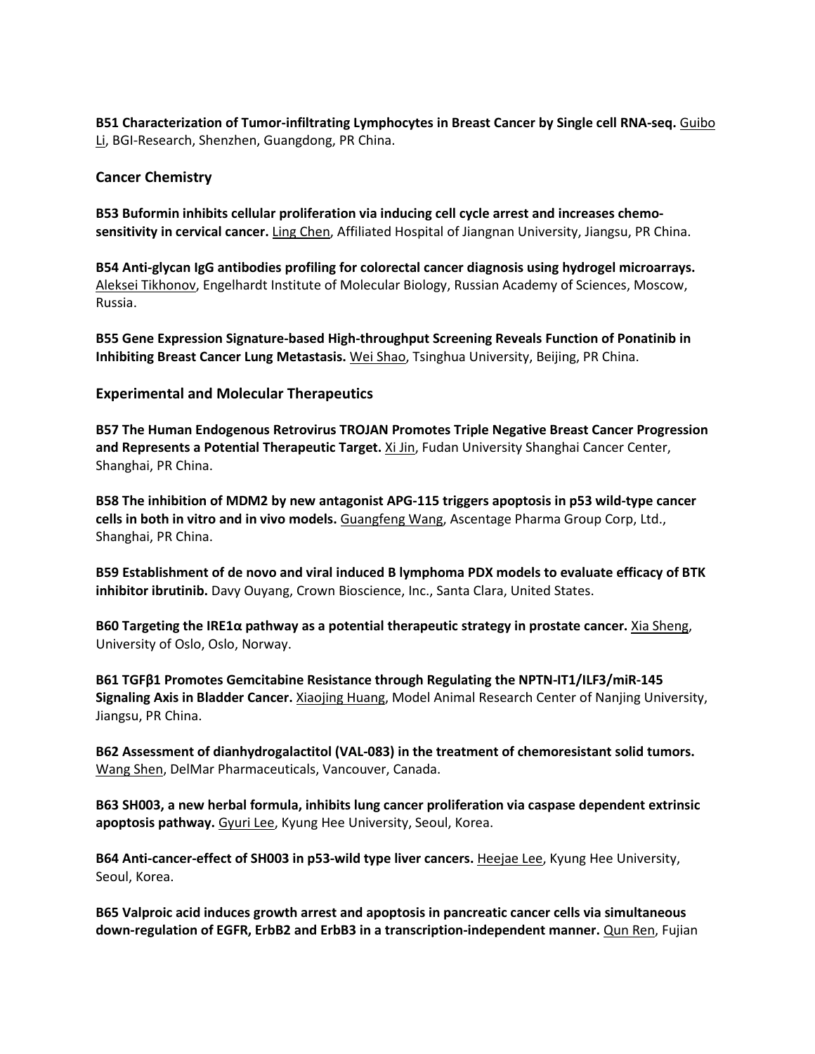**B51 Characterization of Tumor-infiltrating Lymphocytes in Breast Cancer by Single cell RNA-seq.** Guibo Li, BGI-Research, Shenzhen, Guangdong, PR China.

### Cancer Chemistry

**B53 Buformin inhibits cellular proliferation via inducing cell cycle arrest and increases chemo-sensitivity in cervical cancer.** Ling Chen, Affiliated Hospital of Jiangnan University, Jiangsu, PR China.

**B54 Anti-glycan IgG antibodies profiling for colorectal cancer diagnosis using hydrogel microarrays.** Aleksei Tikhonov, Engelhardt Institute of Molecular Biology, Russian Academy of Sciences, Moscow, Russia.

**B55 Gene Expression Signature-based High-throughput Screening Reveals Function of Ponatinib in Inhibiting Breast Cancer Lung Metastasis.** Wei Shao, Tsinghua University, Beijing, PR China.

### Experimental and Molecular Therapeutics

**B57 The Human Endogenous Retrovirus TROJAN Promotes Triple Negative Breast Cancer Progression and Represents a Potential Therapeutic Target.** Xi Jin, Fudan University Shanghai Cancer Center, Shanghai, PR China.

**B58 The inhibition of MDM2 by new antagonist APG-115 triggers apoptosis in p53 wild-type cancer cells in both in vitro and in vivo models.** Guangfeng Wang, Ascentage Pharma Group Corp, Ltd., Shanghai, PR China.

**B59 Establishment of de novo and viral induced B lymphoma PDX models to evaluate efficacy of BTK inhibitor ibrutinib.** Davy Ouyang, Crown Bioscience, Inc., Santa Clara, United States.

**B60 Targeting the IRE1α pathway as a potential therapeutic strategy in prostate cancer.** Xia Sheng, University of Oslo, Oslo, Norway.

**B61 TGFβ1 Promotes Gemcitabine Resistance through Regulating the NPTN-IT1/ILF3/miR-145 Signaling Axis in Bladder Cancer.** Xiaojing Huang, Model Animal Research Center of Nanjing University, Jiangsu, PR China.

**B62 Assessment of dianhydrogalactitol (VAL-083) in the treatment of chemoresistant solid tumors.** Wang Shen, DelMar Pharmaceuticals, Vancouver, Canada.

**B63 SH003, a new herbal formula, inhibits lung cancer proliferation via caspase dependent extrinsic apoptosis pathway.** Gyuri Lee, Kyung Hee University, Seoul, Korea.

**B64 Anti-cancer-effect of SH003 in p53-wild type liver cancers.** Heejae Lee, Kyung Hee University, Seoul, Korea.

**B65 Valproic acid induces growth arrest and apoptosis in pancreatic cancer cells via simultaneous down-regulation of EGFR, ErbB2 and ErbB3 in a transcription-independent manner.** Qun Ren, Fujian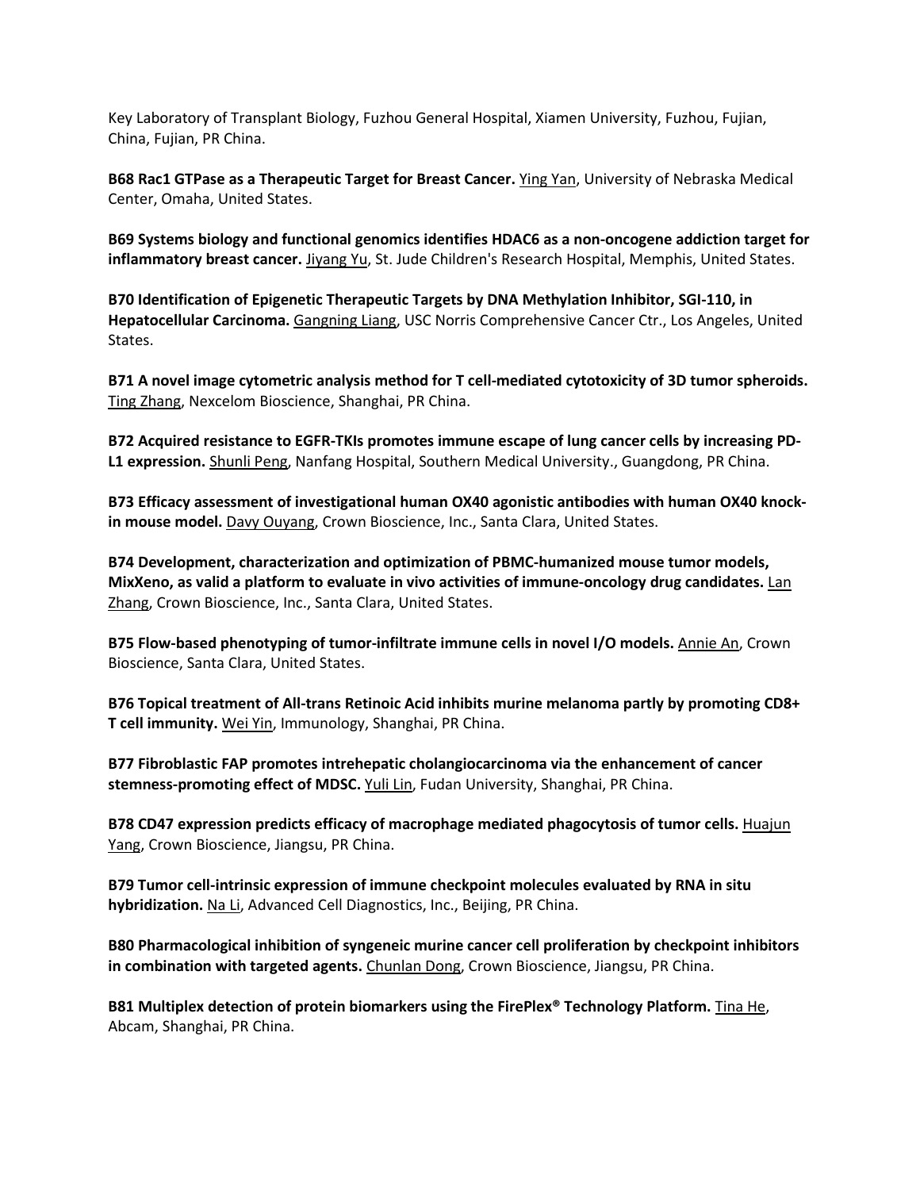Key Laboratory of Transplant Biology, Fuzhou General Hospital, Xiamen University, Fuzhou, Fujian, China, Fujian, PR China.

**B68 Rac1 GTPase as a Therapeutic Target for Breast Cancer.** Ying Yan, University of Nebraska Medical Center, Omaha, United States.

**B69 Systems biology and functional genomics identifies HDAC6 as a non-oncogene addiction target for inflammatory breast cancer.** Jiyang Yu, St. Jude Children's Research Hospital, Memphis, United States.

**B70 Identification of Epigenetic Therapeutic Targets by DNA Methylation Inhibitor, SGI-110, in Hepatocellular Carcinoma.** Gangning Liang, USC Norris Comprehensive Cancer Ctr., Los Angeles, United States.

**B71 A novel image cytometric analysis method for T cell-mediated cytotoxicity of 3D tumor spheroids.** Ting Zhang, Nexcelom Bioscience, Shanghai, PR China.

**B72 Acquired resistance to EGFR-TKIs promotes immune escape of lung cancer cells by increasing PD-L1 expression.** Shunli Peng, Nanfang Hospital, Southern Medical University., Guangdong, PR China.

**B73 Efficacy assessment of investigational human OX40 agonistic antibodies with human OX40 knock-in mouse model.** Davy Ouyang, Crown Bioscience, Inc., Santa Clara, United States.

**B74 Development, characterization and optimization of PBMC-humanized mouse tumor models, MixXeno, as valid a platform to evaluate in vivo activities of immune-oncology drug candidates.** Lan Zhang, Crown Bioscience, Inc., Santa Clara, United States.

**B75 Flow-based phenotyping of tumor-infiltrate immune cells in novel I/O models.** Annie An, Crown Bioscience, Santa Clara, United States.

**B76 Topical treatment of All-trans Retinoic Acid inhibits murine melanoma partly by promoting CD8+ T cell immunity.** Wei Yin, Immunology, Shanghai, PR China.

**B77 Fibroblastic FAP promotes intrehepatic cholangiocarcinoma via the enhancement of cancer stemness-promoting effect of MDSC.** Yuli Lin, Fudan University, Shanghai, PR China.

**B78 CD47 expression predicts efficacy of macrophage mediated phagocytosis of tumor cells.** Huajun Yang, Crown Bioscience, Jiangsu, PR China.

**B79 Tumor cell-intrinsic expression of immune checkpoint molecules evaluated by RNA in situ hybridization.** Na Li, Advanced Cell Diagnostics, Inc., Beijing, PR China.

**B80 Pharmacological inhibition of syngeneic murine cancer cell proliferation by checkpoint inhibitors in combination with targeted agents.** Chunlan Dong, Crown Bioscience, Jiangsu, PR China.

**B81 Multiplex detection of protein biomarkers using the FirePlex® Technology Platform.** Tina He, Abcam, Shanghai, PR China.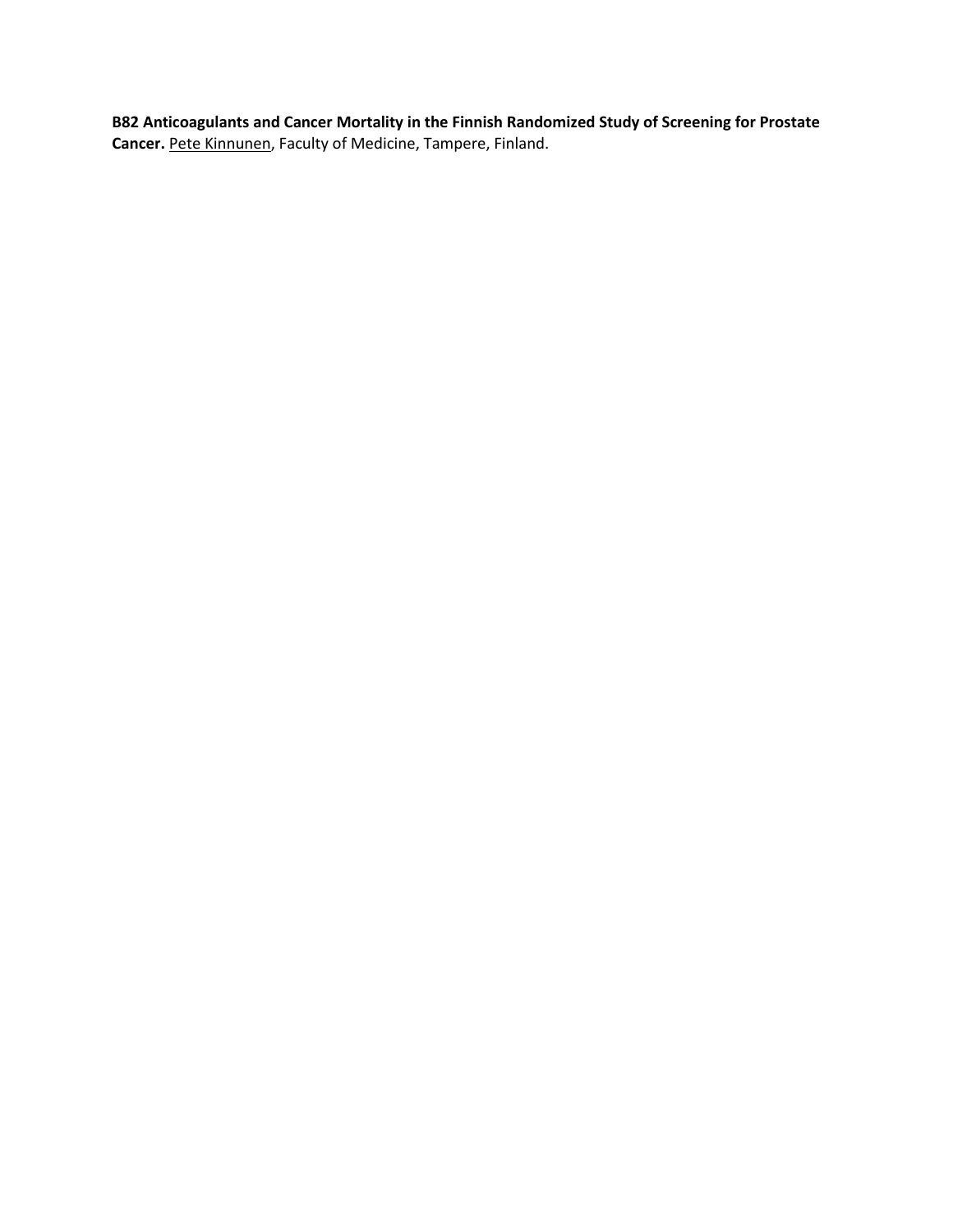**B82 Anticoagulants and Cancer Mortality in the Finnish Randomized Study of Screening for Prostate Cancer.** Pete Kinnunen, Faculty of Medicine, Tampere, Finland.